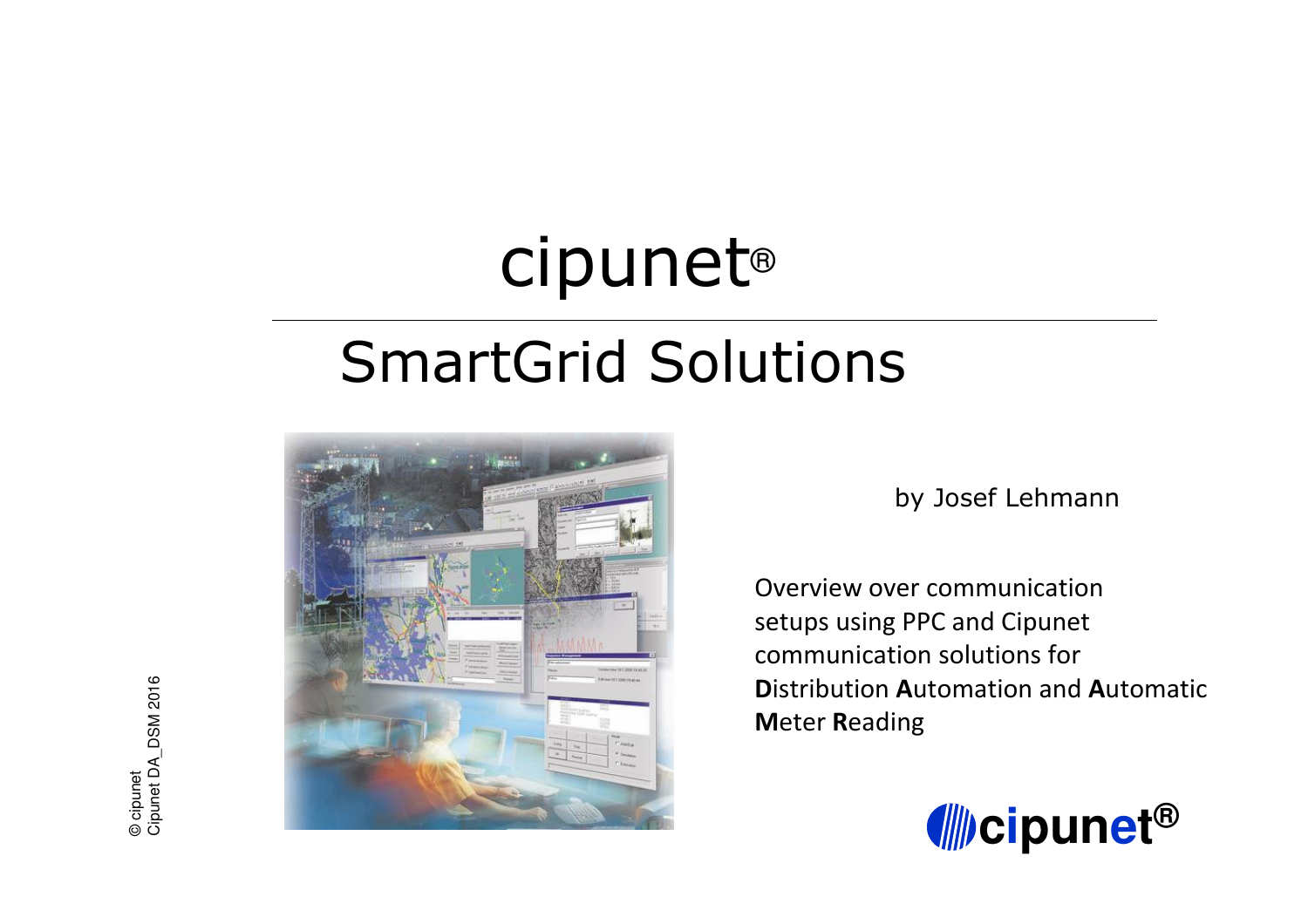# cipunet®

## SmartGrid Solutions

by Josef Lehmann

Overview over communication setups using PPC and Cipunet communication solutions for **D**istribution **A**utomation and **A**utomatic **M**eter **R**eading

© cipunet
Cipunet DA_DSM 2016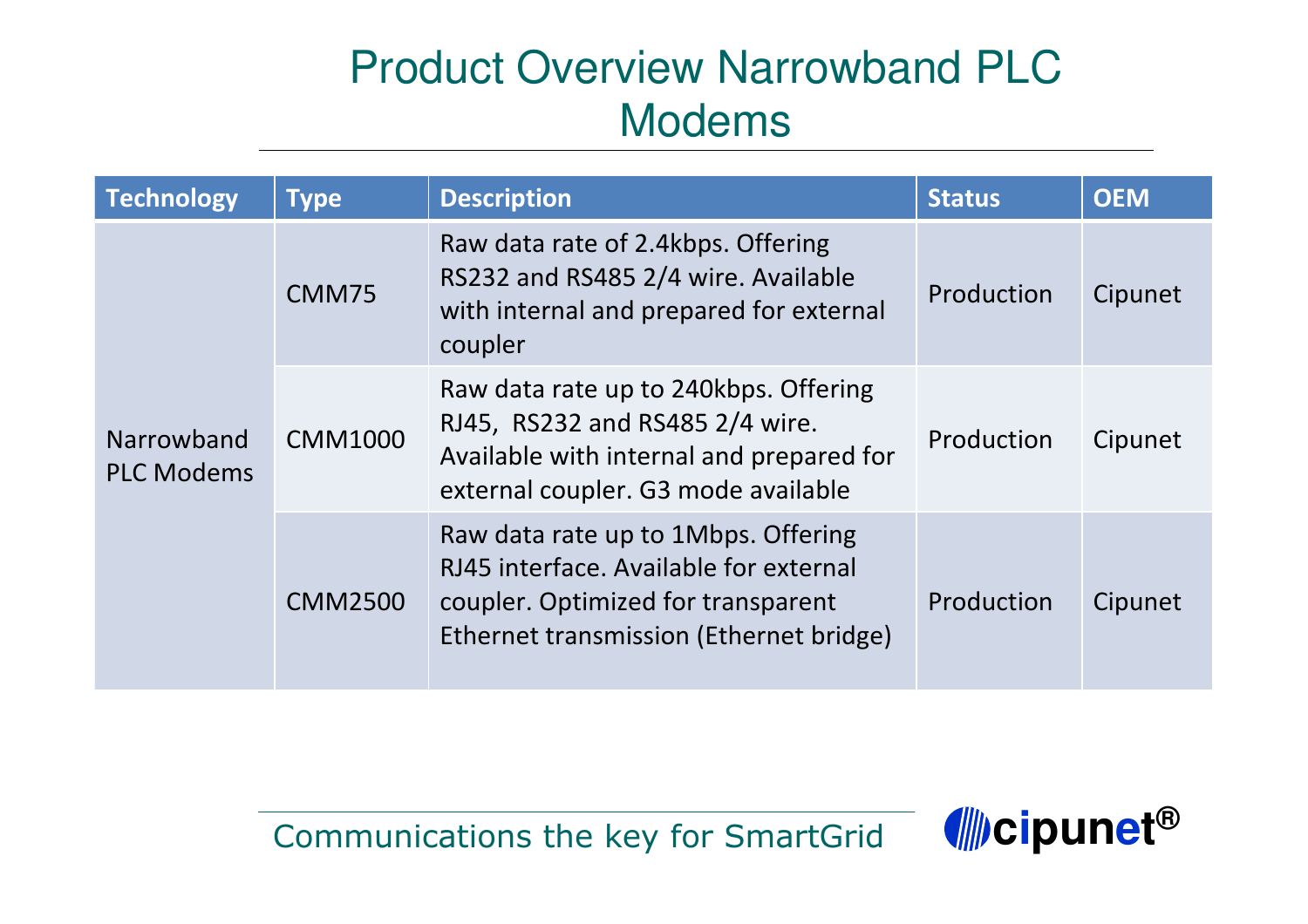# Product Overview Narrowband PLC Modems

| Technology | Type | Description | Status | OEM |
|---|---|---|---|---|
| Narrowband PLC Modems | CMM75 | Raw data rate of 2.4kbps. Offering RS232 and RS485 2/4 wire. Available with internal and prepared for external coupler | Production | Cipunet |
| | CMM1000 | Raw data rate up to 240kbps. Offering RJ45, RS232 and RS485 2/4 wire. Available with internal and prepared for external coupler. G3 mode available | Production | Cipunet |
| | CMM2500 | Raw data rate up to 1Mbps. Offering RJ45 interface. Available for external coupler. Optimized for transparent Ethernet transmission (Ethernet bridge) | Production | Cipunet |

Communications the key for SmartGrid

cipunet®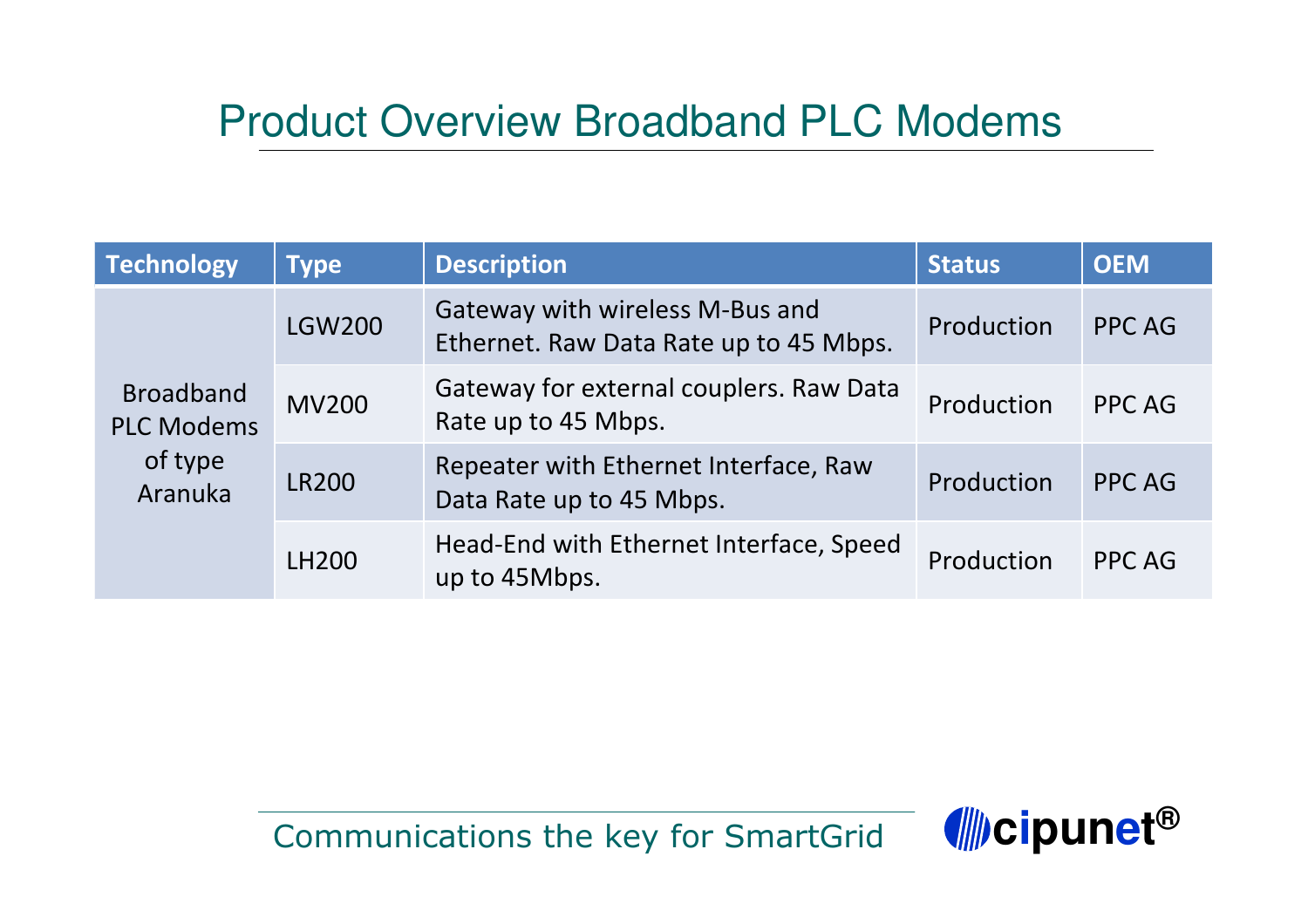# Product Overview Broadband PLC Modems

| Technology | Type | Description | Status | OEM |
|---|---|---|---|---|
| Broadband PLC Modems of type Aranuka | LGW200 | Gateway with wireless M-Bus and Ethernet. Raw Data Rate up to 45 Mbps. | Production | PPC AG |
| | MV200 | Gateway for external couplers. Raw Data Rate up to 45 Mbps. | Production | PPC AG |
| | LR200 | Repeater with Ethernet Interface, Raw Data Rate up to 45 Mbps. | Production | PPC AG |
| | LH200 | Head-End with Ethernet Interface, Speed up to 45Mbps. | Production | PPC AG |

Communications the key for SmartGrid

cipunet®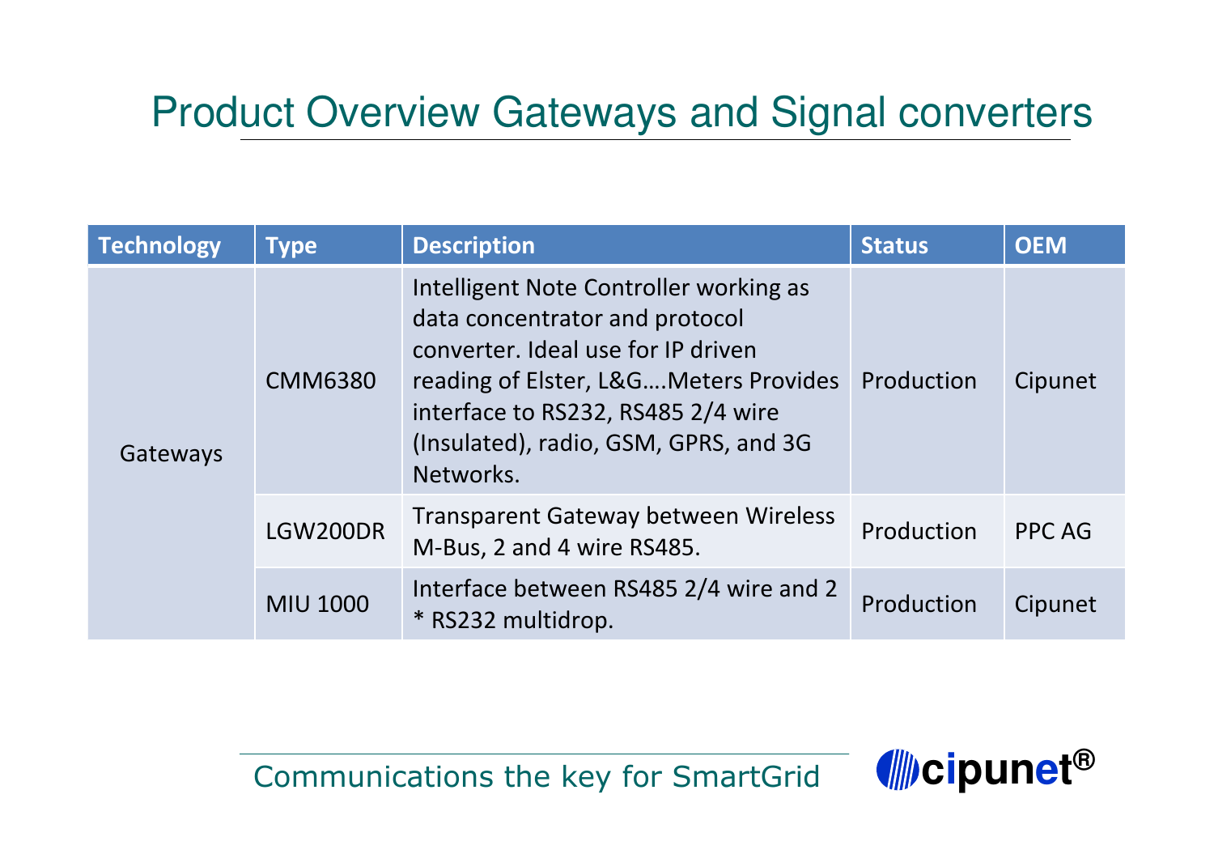# Product Overview Gateways and Signal converters

| Technology | Type | Description | Status | OEM |
| --- | --- | --- | --- | --- |
| Gateways | CMM6380 | Intelligent Note Controller working as data concentrator and protocol converter. Ideal use for IP driven reading of Elster, L&G….Meters Provides interface to RS232, RS485 2/4 wire (Insulated), radio, GSM, GPRS, and 3G Networks. | Production | Cipunet |
| | LGW200DR | Transparent Gateway between Wireless M-Bus, 2 and 4 wire RS485. | Production | PPC AG |
| | MIU 1000 | Interface between RS485 2/4 wire and 2 * RS232 multidrop. | Production | Cipunet |

Communications the key for SmartGrid

cipunet®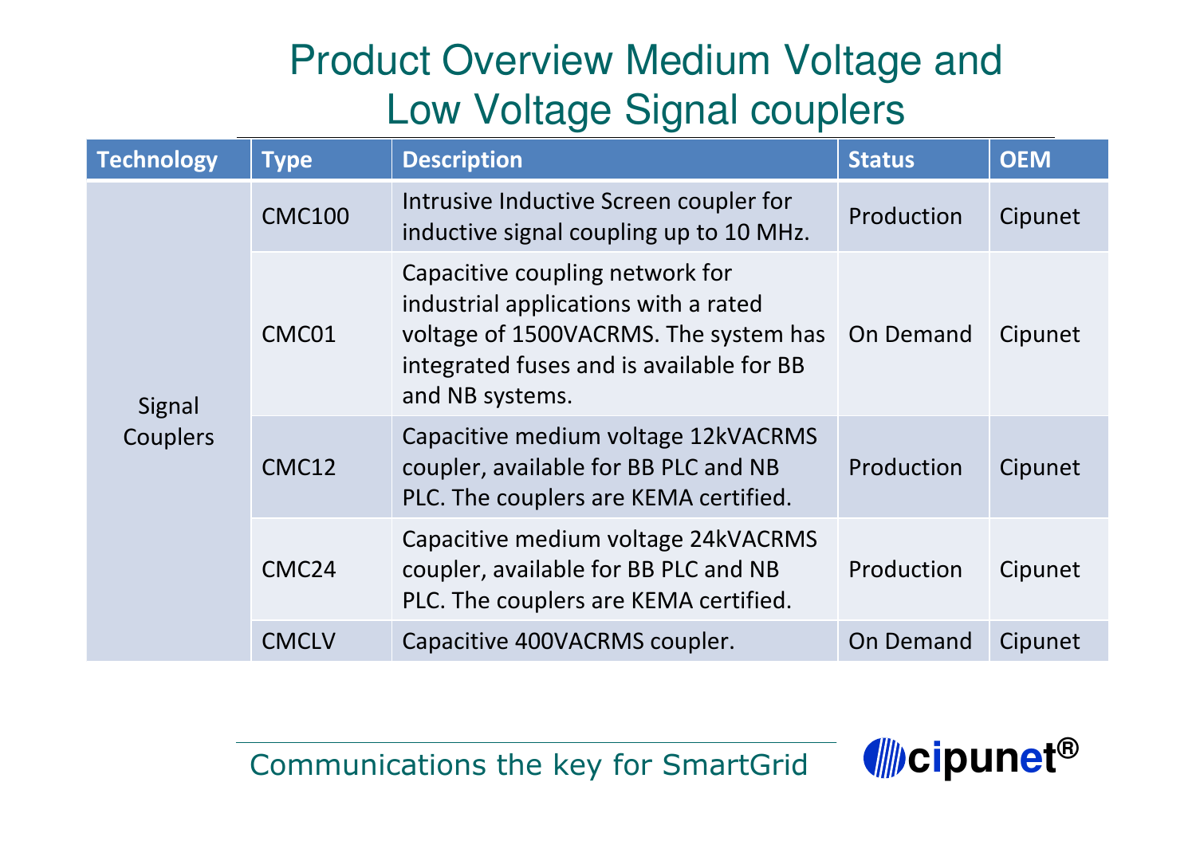# Product Overview Medium Voltage and Low Voltage Signal couplers

| Technology | Type | Description | Status | OEM |
|---|---|---|---|---|
| Signal Couplers | CMC100 | Intrusive Inductive Screen coupler for inductive signal coupling up to 10 MHz. | Production | Cipunet |
| | CMC01 | Capacitive coupling network for industrial applications with a rated voltage of 1500VACRMS. The system has integrated fuses and is available for BB and NB systems. | On Demand | Cipunet |
| | CMC12 | Capacitive medium voltage 12kVACRMS coupler, available for BB PLC and NB PLC. The couplers are KEMA certified. | Production | Cipunet |
| | CMC24 | Capacitive medium voltage 24kVACRMS coupler, available for BB PLC and NB PLC. The couplers are KEMA certified. | Production | Cipunet |
| | CMCLV | Capacitive 400VACRMS coupler. | On Demand | Cipunet |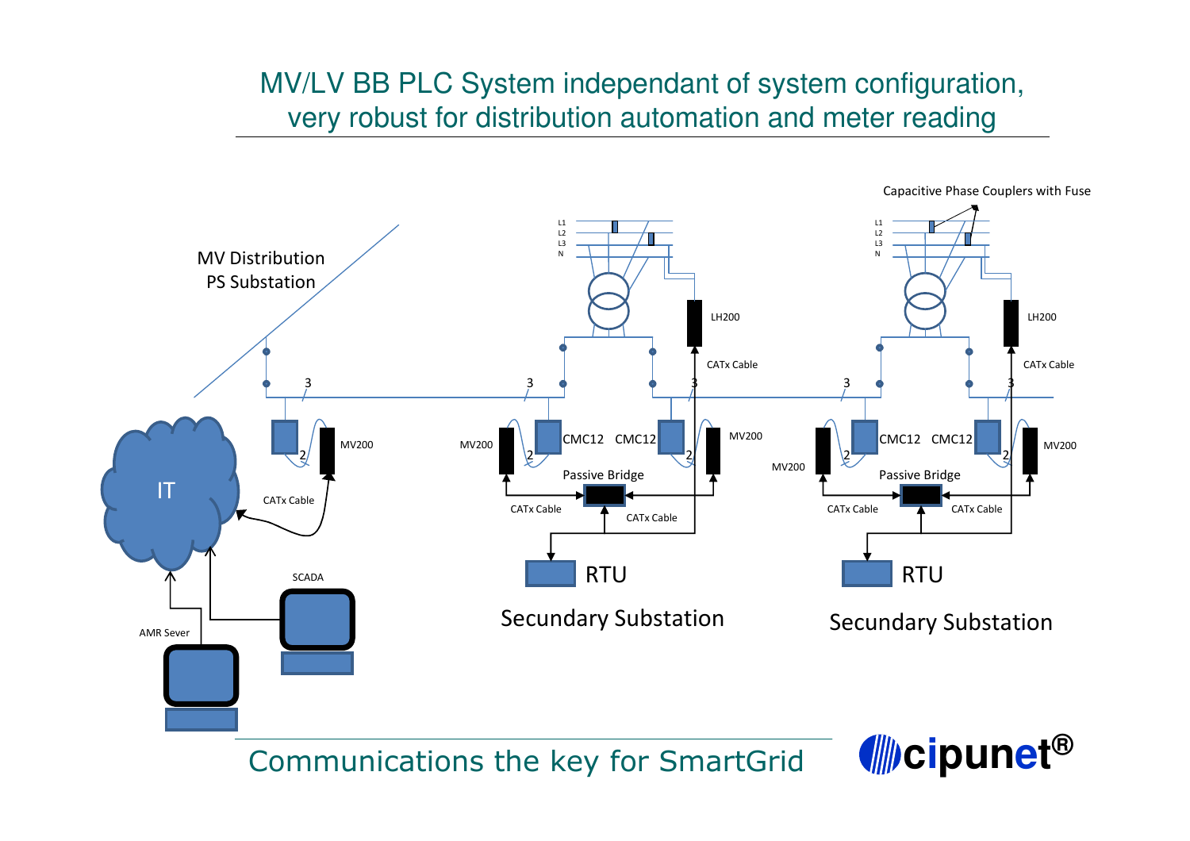# MV/LV BB PLC System independant of system configuration, very robust for distribution automation and meter reading

Capacitive Phase Couplers with Fuse

L1
L2
L3
N

MV Distribution
PS Substation

LH200

CATx Cable

3

IT

MV200

CMC12

CMC12

2

Passive Bridge

CATx Cable

RTU

Secundary Substation

SCADA

AMR Sever

Communications the key for SmartGrid

cipunet®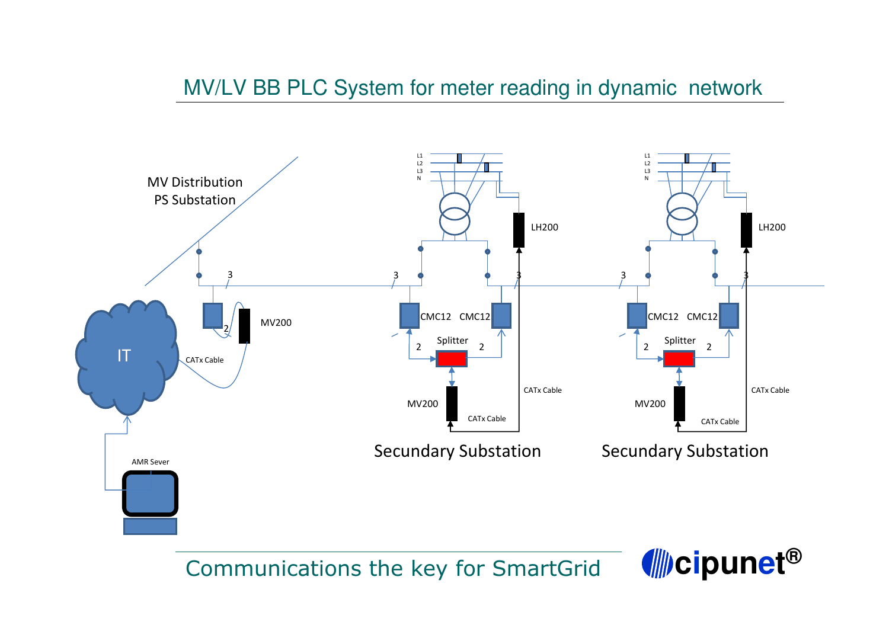# MV/LV BB PLC System for meter reading in dynamic network

MV Distribution PS Substation

IT

AMR Sever

CATx Cable

MV200

CMC12 CMC12

Splitter

LH200

Secundary Substation

Secundary Substation

Communications the key for SmartGrid

cipunet®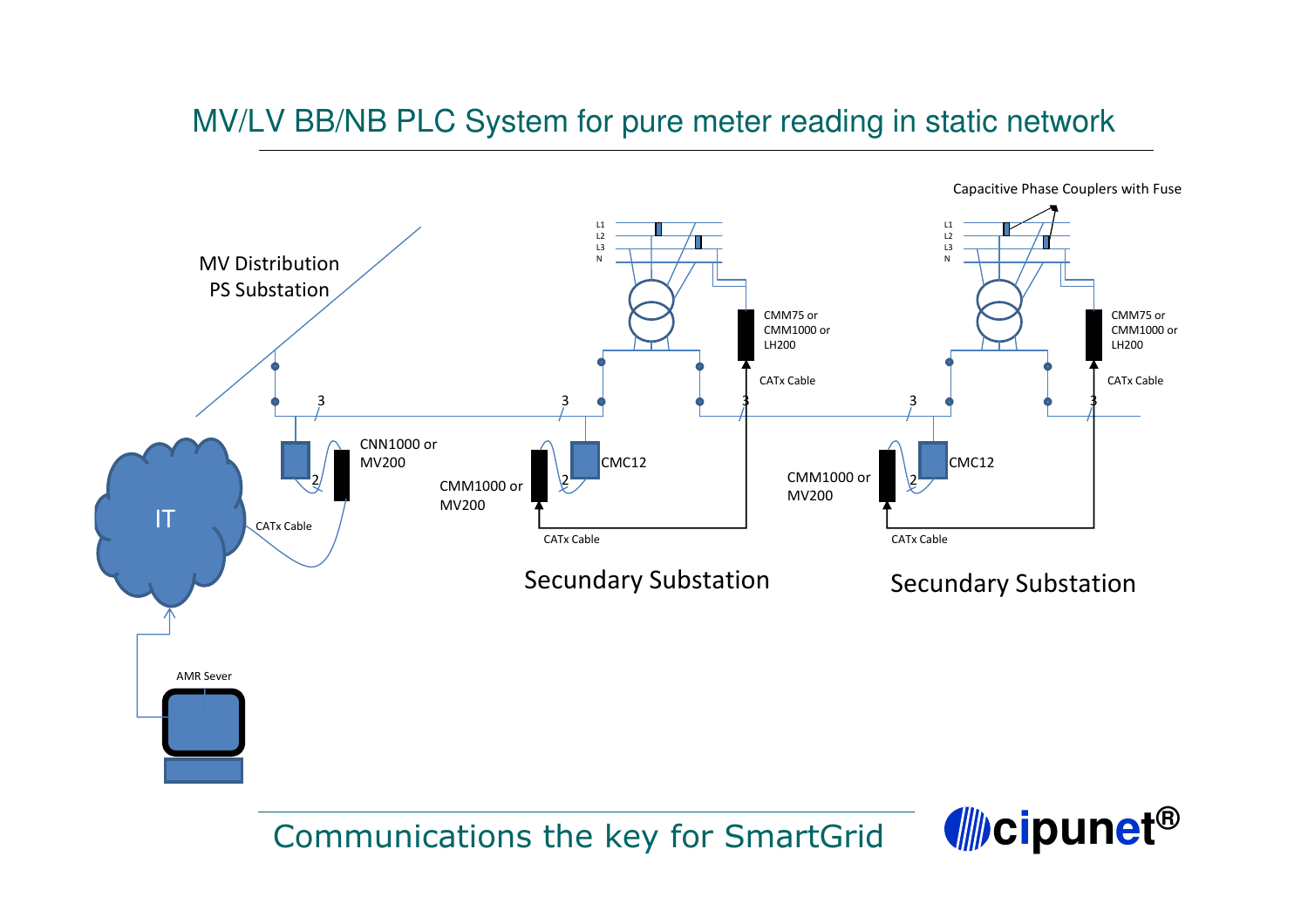# MV/LV BB/NB PLC System for pure meter reading in static network

Capacitive Phase Couplers with Fuse

L1
L2
L3
N

MV Distribution
PS Substation

CMM75 or
CMM1000 or
LH200

CATx Cable

3

CNN1000 or
MV200

2

CMC12

CMM1000 or
MV200

IT

CATx Cable

Secundary Substation

Secundary Substation

AMR Sever

Communications the key for SmartGrid

cipunet®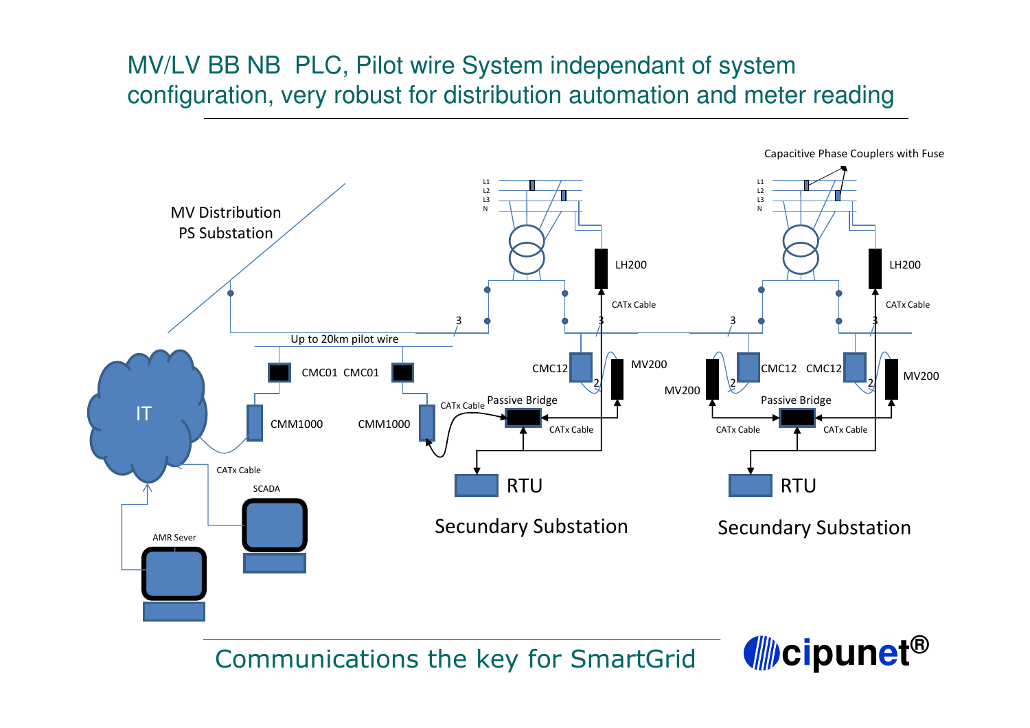# MV/LV BB NB PLC, Pilot wire System independant of system configuration, very robust for distribution automation and meter reading

Capacitive Phase Couplers with Fuse

MV Distribution PS Substation

Up to 20km pilot wire

IT

CMC01 CMC01

CMM1000 CMM1000

CATx Cable

SCADA

AMR Sever

L1 L2 L3 N

LH200

CATx Cable

CMC12

MV200

Passive Bridge

CATx Cable

RTU

Secundary Substation

L1 L2 L3 N

LH200

CATx Cable

MV200 CMC12 CMC12 MV200

Passive Bridge

CATx Cable CATx Cable

RTU

Secundary Substation

Communications the key for SmartGrid

cipunet®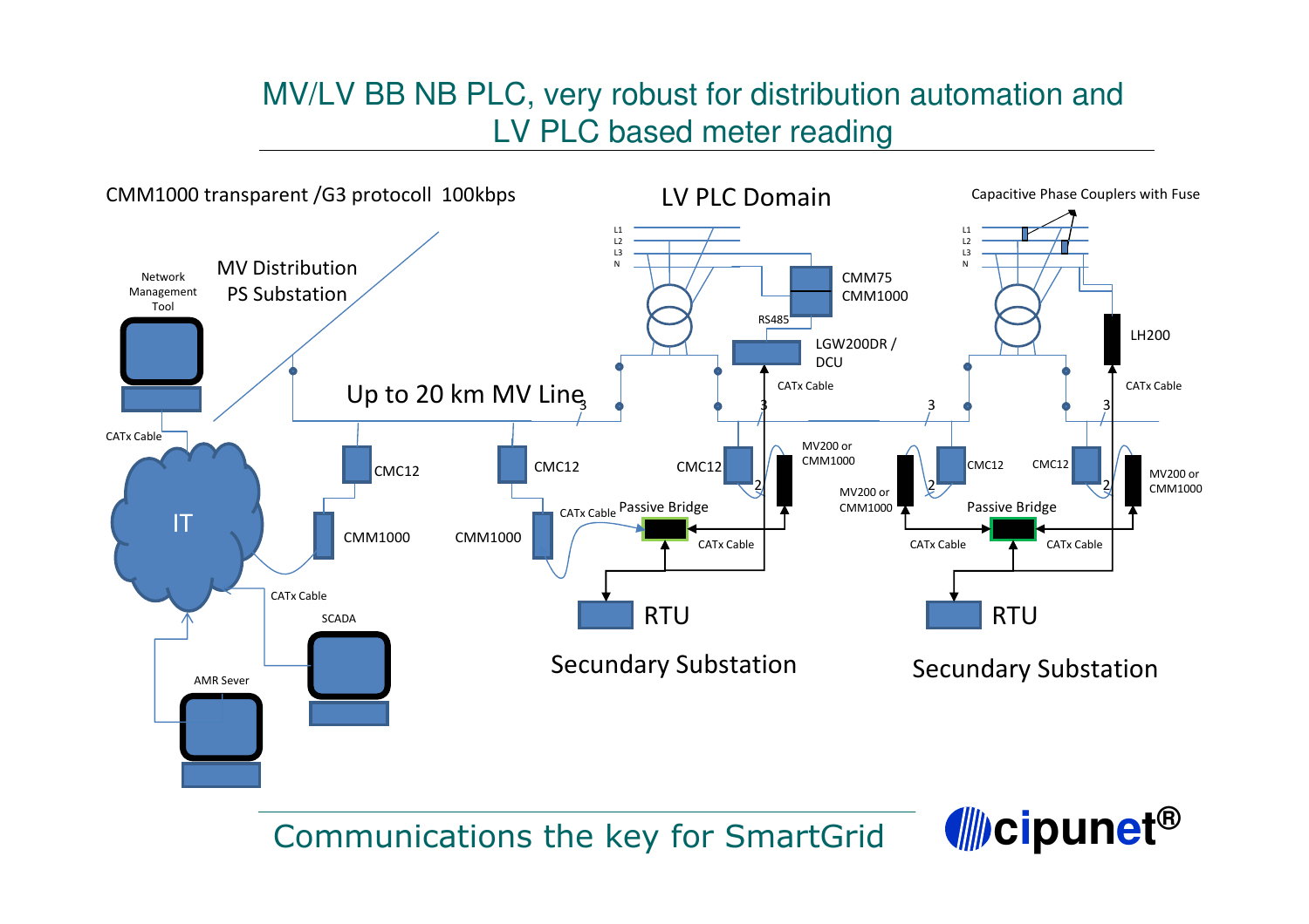# MV/LV BB NB PLC, very robust for distribution automation and LV PLC based meter reading

CMM1000 transparent /G3 protocoll 100kbps

LV PLC Domain

Capacitive Phase Couplers with Fuse

Network Management Tool

MV Distribution PS Substation

Up to 20 km MV Line

L1 L2 L3 N

CMM75 CMM1000

RS485

LGW200DR / DCU

LH200

CATx Cable

IT

CMC12

CMM1000

Passive Bridge

MV200 or CMM1000

RTU

SCADA

AMR Sever

Secundary Substation

Secundary Substation

Communications the key for SmartGrid

cipunet®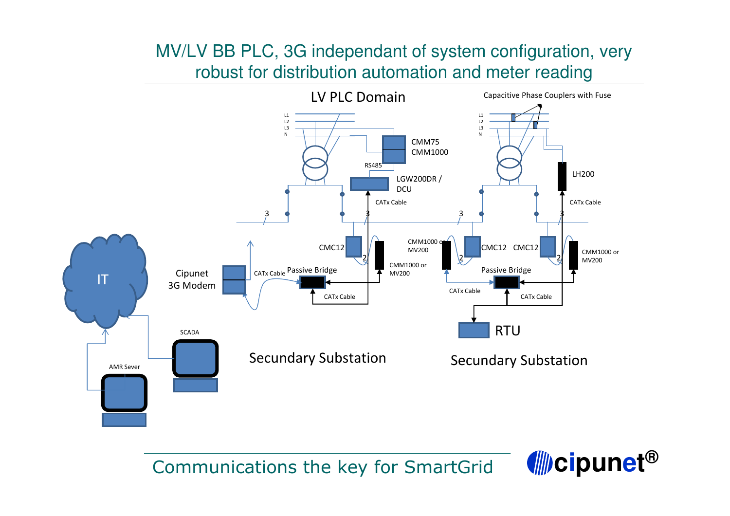# MV/LV BB PLC, 3G independant of system configuration, very robust for distribution automation and meter reading

LV PLC Domain

Capacitive Phase Couplers with Fuse

L1
L2
L3
N

CMM75
CMM1000

RS485

LGW200DR / DCU

CATx Cable

LH200

CATx Cable

3

3

3

3

CMC12

CMM1000 or MV200

CMC12 CMC12

CMM1000 or MV200

2

2

2

2

Cipunet 3G Modem

CATx Cable

Passive Bridge

CMM1000 or MV200

Passive Bridge

CATx Cable

CATx Cable

CATx Cable

IT

RTU

SCADA

AMR Sever

Secundary Substation

Secundary Substation

Communications the key for SmartGrid

cipunet®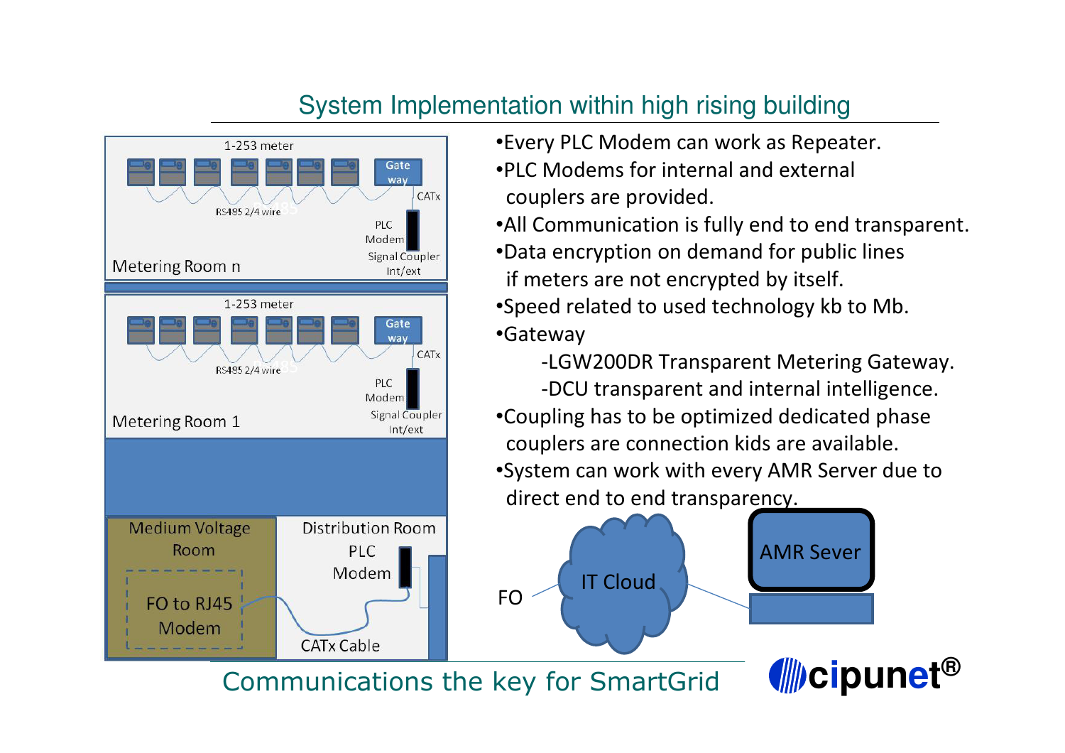## System Implementation within high rising building

1-253 meter

Gate way

CATx

RS485 2/4 wire

PLC Modem

Signal Coupler Int/ext

Metering Room n

1-253 meter

Gate way

CATx

RS485 2/4 wire

PLC Modem

Signal Coupler Int/ext

Metering Room 1

Medium Voltage Room

FO to RJ45 Modem

Distribution Room

PLC Modem

CATx Cable

- Every PLC Modem can work as Repeater.
- PLC Modems for internal and external couplers are provided.
- All Communication is fully end to end transparent.
- Data encryption on demand for public lines if meters are not encrypted by itself.
- Speed related to used technology kb to Mb.
- Gateway
  - -LGW200DR Transparent Metering Gateway.
  - -DCU transparent and internal intelligence.
- Coupling has to be optimized dedicated phase couplers are connection kids are available.
- System can work with every AMR Server due to direct end to end transparency.

FO

IT Cloud

AMR Sever

Communications the key for SmartGrid

cipunet®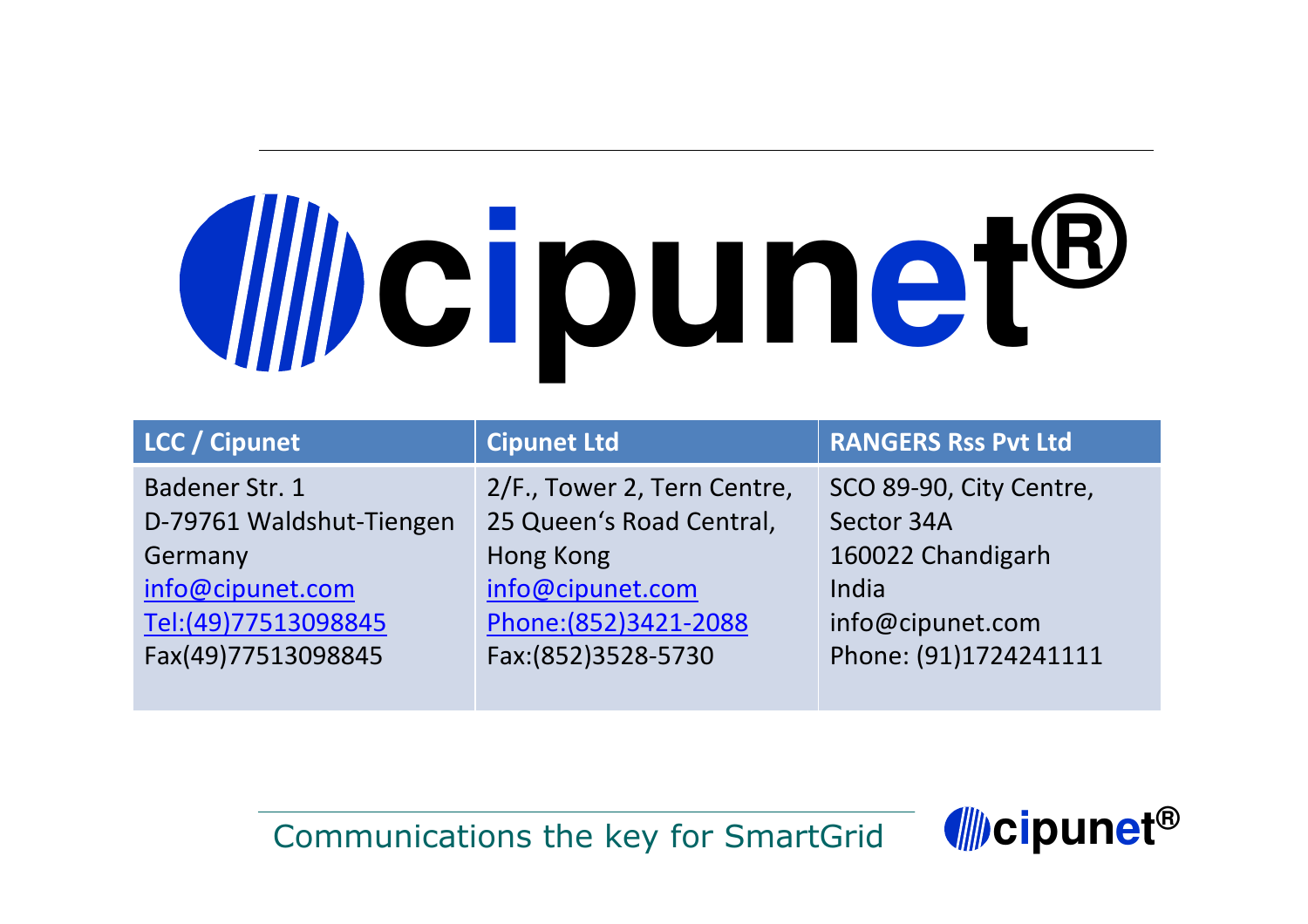# cipunet®

| LCC / Cipunet | Cipunet Ltd | RANGERS Rss Pvt Ltd |
|---|---|---|
| Badener Str. 1<br>D-79761 Waldshut-Tiengen<br>Germany<br>info@cipunet.com<br>Tel:(49)77513098845<br>Fax(49)77513098845 | 2/F., Tower 2, Tern Centre,<br>25 Queen‘s Road Central,<br>Hong Kong<br>info@cipunet.com<br>Phone:(852)3421-2088<br>Fax:(852)3528-5730 | SCO 89-90, City Centre,<br>Sector 34A<br>160022 Chandigarh<br>India<br>info@cipunet.com<br>Phone: (91)1724241111 |

Communications the key for SmartGrid